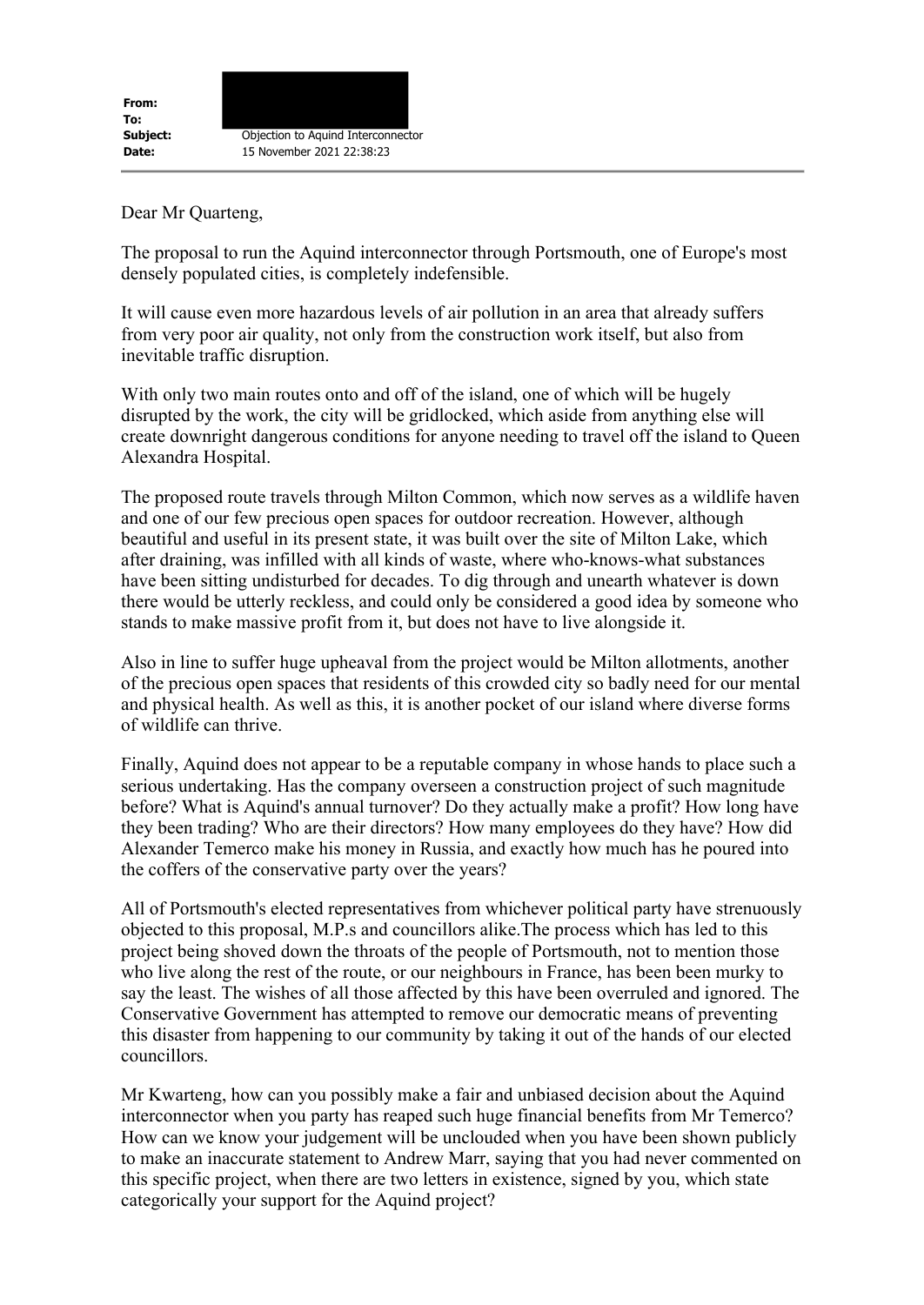**From:**
**To:**
**Subject:** Objection to Aquind Interconnector
**Date:** 15 November 2021 22:38:23

Dear Mr Quarteng,

The proposal to run the Aquind interconnector through Portsmouth, one of Europe's most densely populated cities, is completely indefensible.

It will cause even more hazardous levels of air pollution in an area that already suffers from very poor air quality, not only from the construction work itself, but also from inevitable traffic disruption.

With only two main routes onto and off of the island, one of which will be hugely disrupted by the work, the city will be gridlocked, which aside from anything else will create downright dangerous conditions for anyone needing to travel off the island to Queen Alexandra Hospital.

The proposed route travels through Milton Common, which now serves as a wildlife haven and one of our few precious open spaces for outdoor recreation. However, although beautiful and useful in its present state, it was built over the site of Milton Lake, which after draining, was infilled with all kinds of waste, where who-knows-what substances have been sitting undisturbed for decades. To dig through and unearth whatever is down there would be utterly reckless, and could only be considered a good idea by someone who stands to make massive profit from it, but does not have to live alongside it.

Also in line to suffer huge upheaval from the project would be Milton allotments, another of the precious open spaces that residents of this crowded city so badly need for our mental and physical health. As well as this, it is another pocket of our island where diverse forms of wildlife can thrive.

Finally, Aquind does not appear to be a reputable company in whose hands to place such a serious undertaking. Has the company overseen a construction project of such magnitude before? What is Aquind's annual turnover? Do they actually make a profit? How long have they been trading? Who are their directors? How many employees do they have? How did Alexander Temerco make his money in Russia, and exactly how much has he poured into the coffers of the conservative party over the years?

All of Portsmouth's elected representatives from whichever political party have strenuously objected to this proposal, M.P.s and councillors alike.The process which has led to this project being shoved down the throats of the people of Portsmouth, not to mention those who live along the rest of the route, or our neighbours in France, has been been murky to say the least. The wishes of all those affected by this have been overruled and ignored. The Conservative Government has attempted to remove our democratic means of preventing this disaster from happening to our community by taking it out of the hands of our elected councillors.

Mr Kwarteng, how can you possibly make a fair and unbiased decision about the Aquind interconnector when you party has reaped such huge financial benefits from Mr Temerco? How can we know your judgement will be unclouded when you have been shown publicly to make an inaccurate statement to Andrew Marr, saying that you had never commented on this specific project, when there are two letters in existence, signed by you, which state categorically your support for the Aquind project?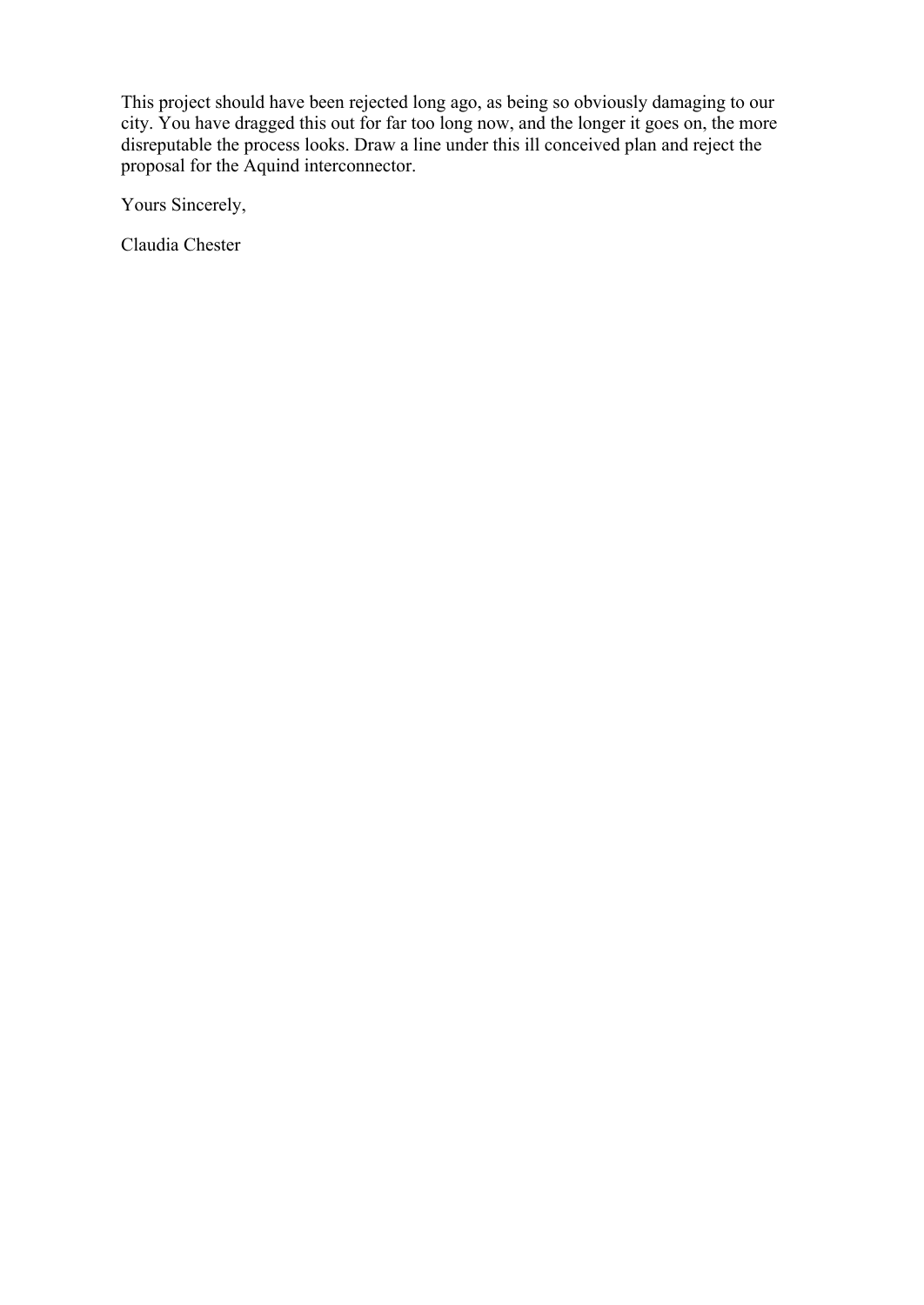This project should have been rejected long ago, as being so obviously damaging to our city. You have dragged this out for far too long now, and the longer it goes on, the more disreputable the process looks. Draw a line under this ill conceived plan and reject the proposal for the Aquind interconnector.

Yours Sincerely,

Claudia Chester